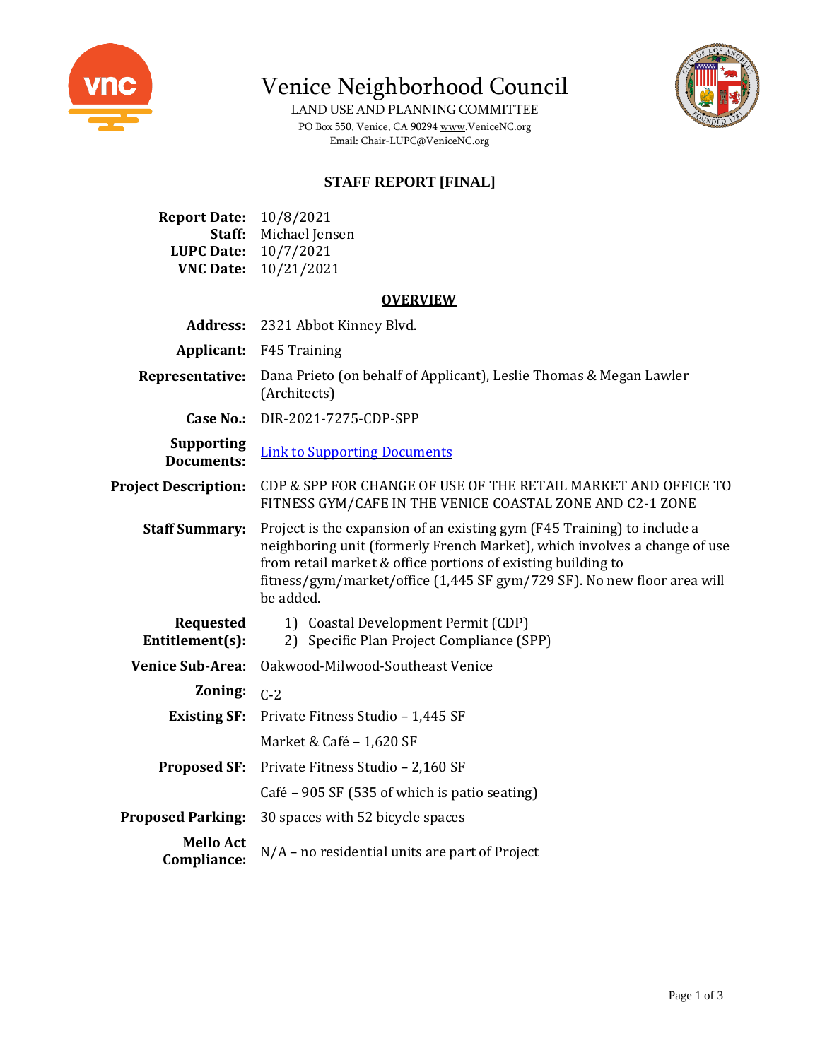# Venice Neighborhood Council

LAND USE AND PLANNING COMMITTEE

PO Box 550, Venice, CA 90294 www.VeniceNC.org

Email: Chair-LUPC@VeniceNC.org

## STAFF REPORT [FINAL]

**Report Date:** 10/8/2021
**Staff:** Michael Jensen
**LUPC Date:** 10/7/2021
**VNC Date:** 10/21/2021

## OVERVIEW

| | |
|---|---|
| **Address:** | 2321 Abbot Kinney Blvd. |
| **Applicant:** | F45 Training |
| **Representative:** | Dana Prieto (on behalf of Applicant), Leslie Thomas & Megan Lawler (Architects) |
| **Case No.:** | DIR-2021-7275-CDP-SPP |
| **Supporting Documents:** | Link to Supporting Documents |
| **Project Description:** | CDP & SPP FOR CHANGE OF USE OF THE RETAIL MARKET AND OFFICE TO FITNESS GYM/CAFE IN THE VENICE COASTAL ZONE AND C2-1 ZONE |
| **Staff Summary:** | Project is the expansion of an existing gym (F45 Training) to include a neighboring unit (formerly French Market), which involves a change of use from retail market & office portions of existing building to fitness/gym/market/office (1,445 SF gym/729 SF). No new floor area will be added. |
| **Requested Entitlement(s):** | 1) Coastal Development Permit (CDP)<br>2) Specific Plan Project Compliance (SPP) |
| **Venice Sub-Area:** | Oakwood-Milwood-Southeast Venice |
| **Zoning:** | C-2 |
| **Existing SF:** | Private Fitness Studio – 1,445 SF<br>Market & Café – 1,620 SF |
| **Proposed SF:** | Private Fitness Studio – 2,160 SF<br>Café – 905 SF (535 of which is patio seating) |
| **Proposed Parking:** | 30 spaces with 52 bicycle spaces |
| **Mello Act Compliance:** | N/A – no residential units are part of Project |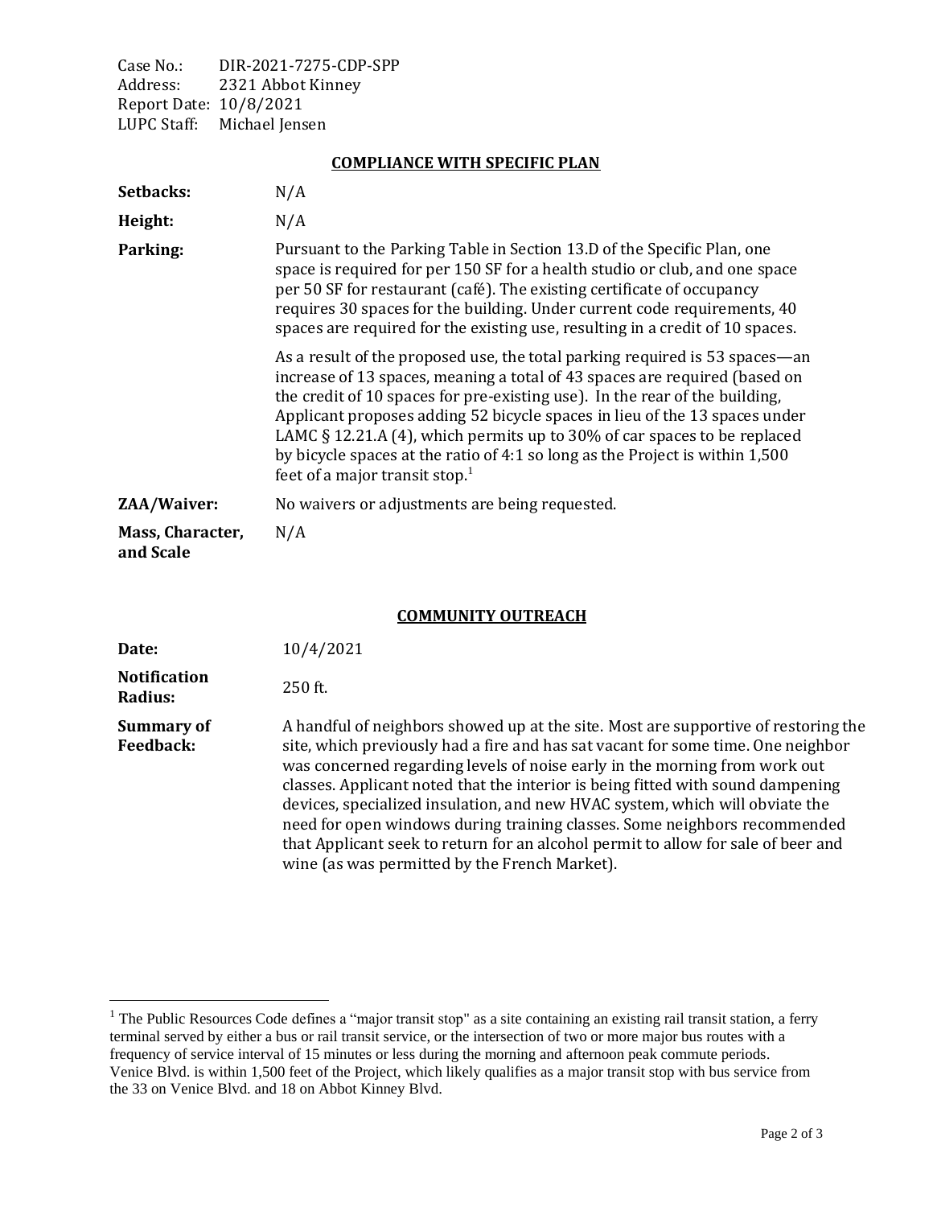Case No.: DIR-2021-7275-CDP-SPP
Address: 2321 Abbot Kinney
Report Date: 10/8/2021
LUPC Staff: Michael Jensen

## COMPLIANCE WITH SPECIFIC PLAN

**Setbacks:** N/A

**Height:** N/A

**Parking:** Pursuant to the Parking Table in Section 13.D of the Specific Plan, one space is required for per 150 SF for a health studio or club, and one space per 50 SF for restaurant (café). The existing certificate of occupancy requires 30 spaces for the building. Under current code requirements, 40 spaces are required for the existing use, resulting in a credit of 10 spaces.

As a result of the proposed use, the total parking required is 53 spaces—an increase of 13 spaces, meaning a total of 43 spaces are required (based on the credit of 10 spaces for pre-existing use). In the rear of the building, Applicant proposes adding 52 bicycle spaces in lieu of the 13 spaces under LAMC § 12.21.A (4), which permits up to 30% of car spaces to be replaced by bicycle spaces at the ratio of 4:1 so long as the Project is within 1,500 feet of a major transit stop.[1]

**ZAA/Waiver:** No waivers or adjustments are being requested.

**Mass, Character, and Scale:** N/A

## COMMUNITY OUTREACH

**Date:** 10/4/2021

**Notification Radius:** 250 ft.

**Summary of Feedback:** A handful of neighbors showed up at the site. Most are supportive of restoring the site, which previously had a fire and has sat vacant for some time. One neighbor was concerned regarding levels of noise early in the morning from work out classes. Applicant noted that the interior is being fitted with sound dampening devices, specialized insulation, and new HVAC system, which will obviate the need for open windows during training classes. Some neighbors recommended that Applicant seek to return for an alcohol permit to allow for sale of beer and wine (as was permitted by the French Market).

---

[1] The Public Resources Code defines a "major transit stop" as a site containing an existing rail transit station, a ferry terminal served by either a bus or rail transit service, or the intersection of two or more major bus routes with a frequency of service interval of 15 minutes or less during the morning and afternoon peak commute periods. Venice Blvd. is within 1,500 feet of the Project, which likely qualifies as a major transit stop with bus service from the 33 on Venice Blvd. and 18 on Abbot Kinney Blvd.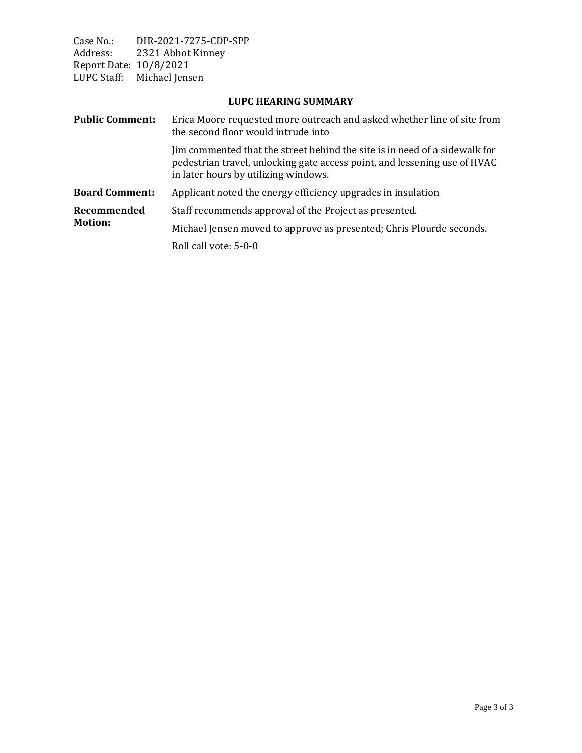Case No.: DIR-2021-7275-CDP-SPP
Address: 2321 Abbot Kinney
Report Date: 10/8/2021
LUPC Staff: Michael Jensen

## LUPC HEARING SUMMARY

| | |
|---|---|
| **Public Comment:** | Erica Moore requested more outreach and asked whether line of site from the second floor would intrude into |
| | Jim commented that the street behind the site is in need of a sidewalk for pedestrian travel, unlocking gate access point, and lessening use of HVAC in later hours by utilizing windows. |
| **Board Comment:** | Applicant noted the energy efficiency upgrades in insulation |
| **Recommended Motion:** | Staff recommends approval of the Project as presented. |
| | Michael Jensen moved to approve as presented; Chris Plourde seconds. |
| | Roll call vote: 5-0-0 |